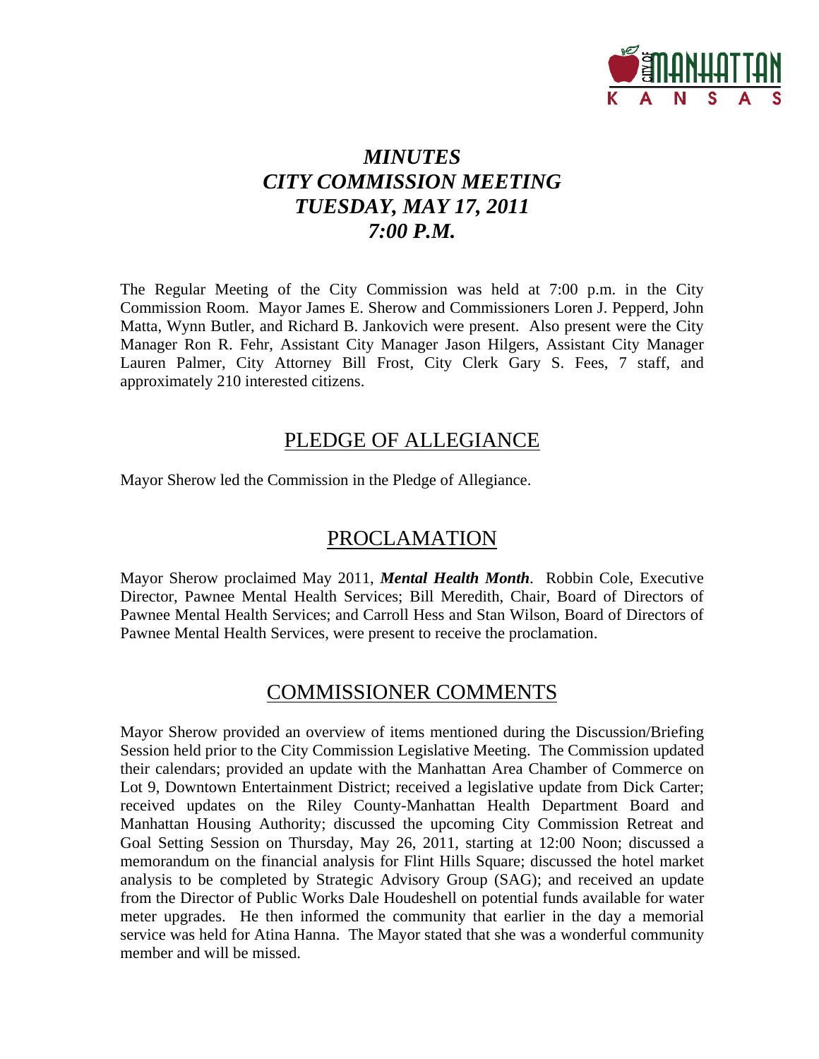# *MINUTES*
# *CITY COMMISSION MEETING*
# *TUESDAY, MAY 17, 2011*
# *7:00 P.M.*

The Regular Meeting of the City Commission was held at 7:00 p.m. in the City Commission Room. Mayor James E. Sherow and Commissioners Loren J. Pepperd, John Matta, Wynn Butler, and Richard B. Jankovich were present. Also present were the City Manager Ron R. Fehr, Assistant City Manager Jason Hilgers, Assistant City Manager Lauren Palmer, City Attorney Bill Frost, City Clerk Gary S. Fees, 7 staff, and approximately 210 interested citizens.

## PLEDGE OF ALLEGIANCE

Mayor Sherow led the Commission in the Pledge of Allegiance.

## PROCLAMATION

Mayor Sherow proclaimed May 2011, ***Mental Health Month***. Robbin Cole, Executive Director, Pawnee Mental Health Services; Bill Meredith, Chair, Board of Directors of Pawnee Mental Health Services; and Carroll Hess and Stan Wilson, Board of Directors of Pawnee Mental Health Services, were present to receive the proclamation.

## COMMISSIONER COMMENTS

Mayor Sherow provided an overview of items mentioned during the Discussion/Briefing Session held prior to the City Commission Legislative Meeting. The Commission updated their calendars; provided an update with the Manhattan Area Chamber of Commerce on Lot 9, Downtown Entertainment District; received a legislative update from Dick Carter; received updates on the Riley County-Manhattan Health Department Board and Manhattan Housing Authority; discussed the upcoming City Commission Retreat and Goal Setting Session on Thursday, May 26, 2011, starting at 12:00 Noon; discussed a memorandum on the financial analysis for Flint Hills Square; discussed the hotel market analysis to be completed by Strategic Advisory Group (SAG); and received an update from the Director of Public Works Dale Houdeshell on potential funds available for water meter upgrades. He then informed the community that earlier in the day a memorial service was held for Atina Hanna. The Mayor stated that she was a wonderful community member and will be missed.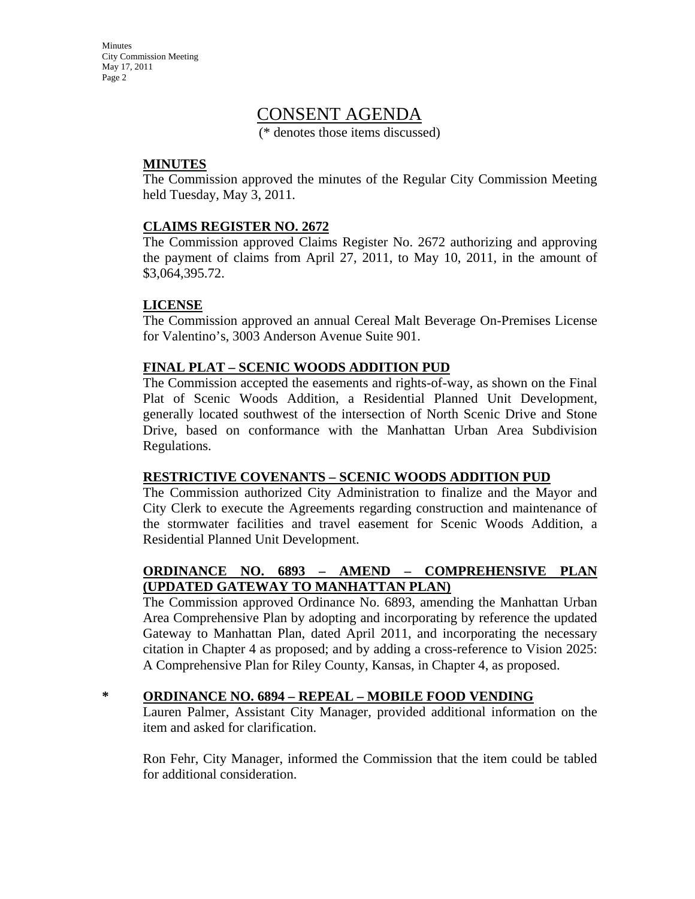# CONSENT AGENDA

(* denotes those items discussed)

**MINUTES**

The Commission approved the minutes of the Regular City Commission Meeting held Tuesday, May 3, 2011.

**CLAIMS REGISTER NO. 2672**

The Commission approved Claims Register No. 2672 authorizing and approving the payment of claims from April 27, 2011, to May 10, 2011, in the amount of $3,064,395.72.

**LICENSE**

The Commission approved an annual Cereal Malt Beverage On-Premises License for Valentino's, 3003 Anderson Avenue Suite 901.

**FINAL PLAT – SCENIC WOODS ADDITION PUD**

The Commission accepted the easements and rights-of-way, as shown on the Final Plat of Scenic Woods Addition, a Residential Planned Unit Development, generally located southwest of the intersection of North Scenic Drive and Stone Drive, based on conformance with the Manhattan Urban Area Subdivision Regulations.

**RESTRICTIVE COVENANTS – SCENIC WOODS ADDITION PUD**

The Commission authorized City Administration to finalize and the Mayor and City Clerk to execute the Agreements regarding construction and maintenance of the stormwater facilities and travel easement for Scenic Woods Addition, a Residential Planned Unit Development.

**ORDINANCE NO. 6893 – AMEND – COMPREHENSIVE PLAN (UPDATED GATEWAY TO MANHATTAN PLAN)**

The Commission approved Ordinance No. 6893, amending the Manhattan Urban Area Comprehensive Plan by adopting and incorporating by reference the updated Gateway to Manhattan Plan, dated April 2011, and incorporating the necessary citation in Chapter 4 as proposed; and by adding a cross-reference to Vision 2025: A Comprehensive Plan for Riley County, Kansas, in Chapter 4, as proposed.

\* **ORDINANCE NO. 6894 – REPEAL – MOBILE FOOD VENDING**

Lauren Palmer, Assistant City Manager, provided additional information on the item and asked for clarification.

Ron Fehr, City Manager, informed the Commission that the item could be tabled for additional consideration.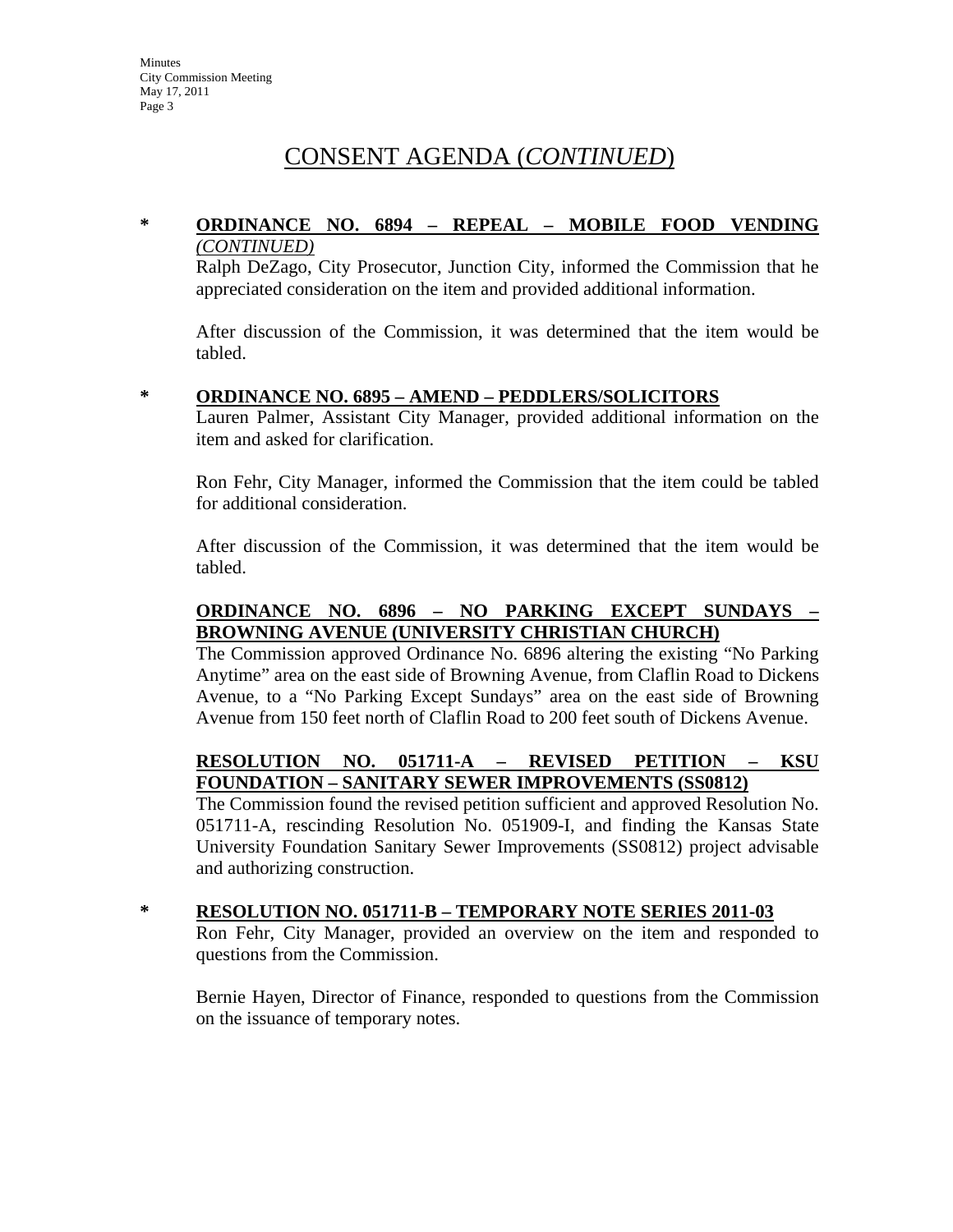# CONSENT AGENDA (*CONTINUED*)

**\* ORDINANCE NO. 6894 – REPEAL – MOBILE FOOD VENDING** ***(CONTINUED)***

Ralph DeZago, City Prosecutor, Junction City, informed the Commission that he appreciated consideration on the item and provided additional information.

After discussion of the Commission, it was determined that the item would be tabled.

**\* ORDINANCE NO. 6895 – AMEND – PEDDLERS/SOLICITORS**

Lauren Palmer, Assistant City Manager, provided additional information on the item and asked for clarification.

Ron Fehr, City Manager, informed the Commission that the item could be tabled for additional consideration.

After discussion of the Commission, it was determined that the item would be tabled.

**ORDINANCE NO. 6896 – NO PARKING EXCEPT SUNDAYS – BROWNING AVENUE (UNIVERSITY CHRISTIAN CHURCH)**

The Commission approved Ordinance No. 6896 altering the existing "No Parking Anytime" area on the east side of Browning Avenue, from Claflin Road to Dickens Avenue, to a "No Parking Except Sundays" area on the east side of Browning Avenue from 150 feet north of Claflin Road to 200 feet south of Dickens Avenue.

**RESOLUTION NO. 051711-A – REVISED PETITION – KSU FOUNDATION – SANITARY SEWER IMPROVEMENTS (SS0812)**

The Commission found the revised petition sufficient and approved Resolution No. 051711-A, rescinding Resolution No. 051909-I, and finding the Kansas State University Foundation Sanitary Sewer Improvements (SS0812) project advisable and authorizing construction.

**\* RESOLUTION NO. 051711-B – TEMPORARY NOTE SERIES 2011-03**

Ron Fehr, City Manager, provided an overview on the item and responded to questions from the Commission.

Bernie Hayen, Director of Finance, responded to questions from the Commission on the issuance of temporary notes.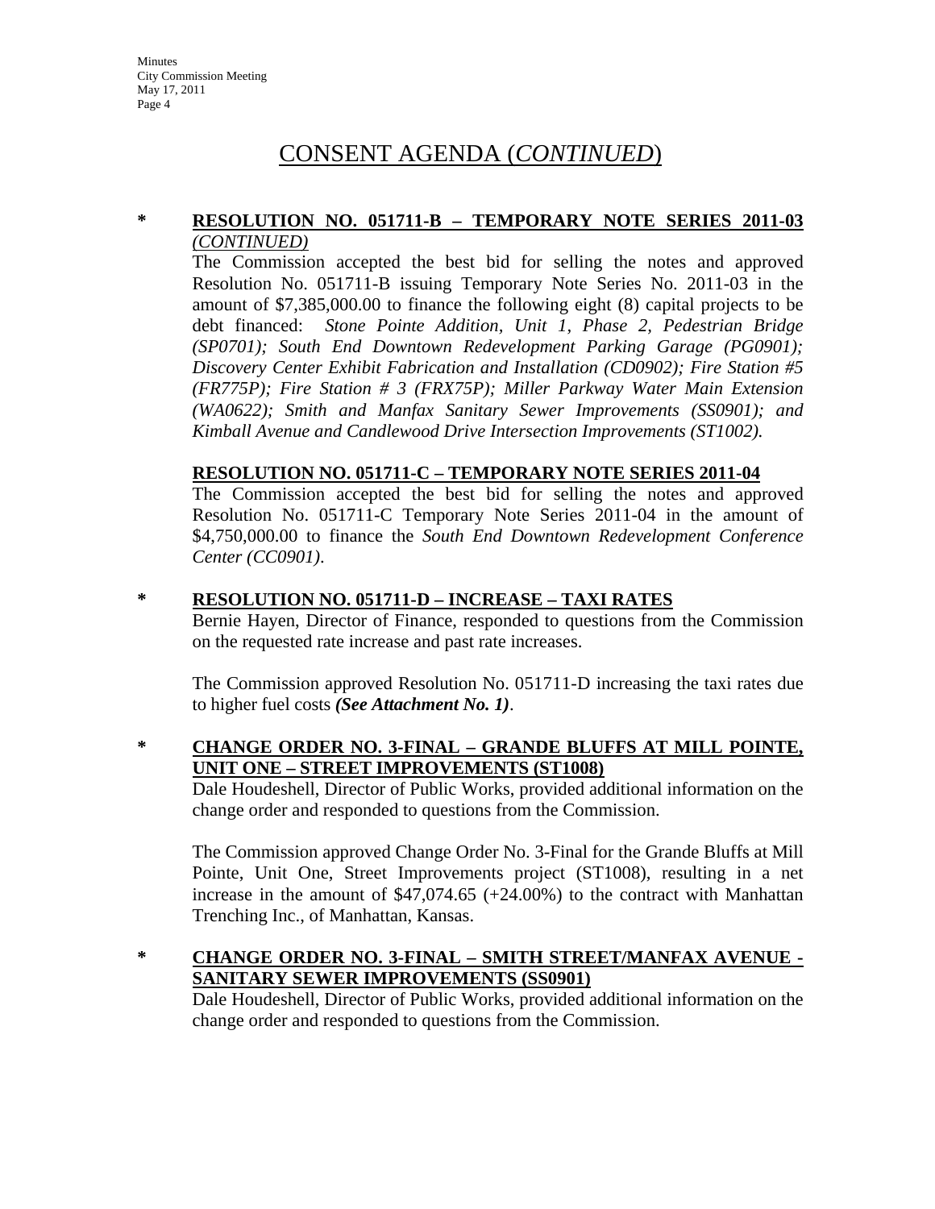# CONSENT AGENDA (*CONTINUED*)

**\* RESOLUTION NO. 051711-B – TEMPORARY NOTE SERIES 2011-03** *(CONTINUED)*

The Commission accepted the best bid for selling the notes and approved Resolution No. 051711-B issuing Temporary Note Series No. 2011-03 in the amount of $7,385,000.00 to finance the following eight (8) capital projects to be debt financed: *Stone Pointe Addition, Unit 1, Phase 2, Pedestrian Bridge (SP0701); South End Downtown Redevelopment Parking Garage (PG0901); Discovery Center Exhibit Fabrication and Installation (CD0902); Fire Station #5 (FR775P); Fire Station # 3 (FRX75P); Miller Parkway Water Main Extension (WA0622); Smith and Manfax Sanitary Sewer Improvements (SS0901); and Kimball Avenue and Candlewood Drive Intersection Improvements (ST1002).*

**RESOLUTION NO. 051711-C – TEMPORARY NOTE SERIES 2011-04**

The Commission accepted the best bid for selling the notes and approved Resolution No. 051711-C Temporary Note Series 2011-04 in the amount of $4,750,000.00 to finance the *South End Downtown Redevelopment Conference Center (CC0901)*.

**\* RESOLUTION NO. 051711-D – INCREASE – TAXI RATES**

Bernie Hayen, Director of Finance, responded to questions from the Commission on the requested rate increase and past rate increases.

The Commission approved Resolution No. 051711-D increasing the taxi rates due to higher fuel costs ***(See Attachment No. 1)***.

**\* CHANGE ORDER NO. 3-FINAL – GRANDE BLUFFS AT MILL POINTE, UNIT ONE – STREET IMPROVEMENTS (ST1008)**

Dale Houdeshell, Director of Public Works, provided additional information on the change order and responded to questions from the Commission.

The Commission approved Change Order No. 3-Final for the Grande Bluffs at Mill Pointe, Unit One, Street Improvements project (ST1008), resulting in a net increase in the amount of $47,074.65 (+24.00%) to the contract with Manhattan Trenching Inc., of Manhattan, Kansas.

**\* CHANGE ORDER NO. 3-FINAL – SMITH STREET/MANFAX AVENUE - SANITARY SEWER IMPROVEMENTS (SS0901)**

Dale Houdeshell, Director of Public Works, provided additional information on the change order and responded to questions from the Commission.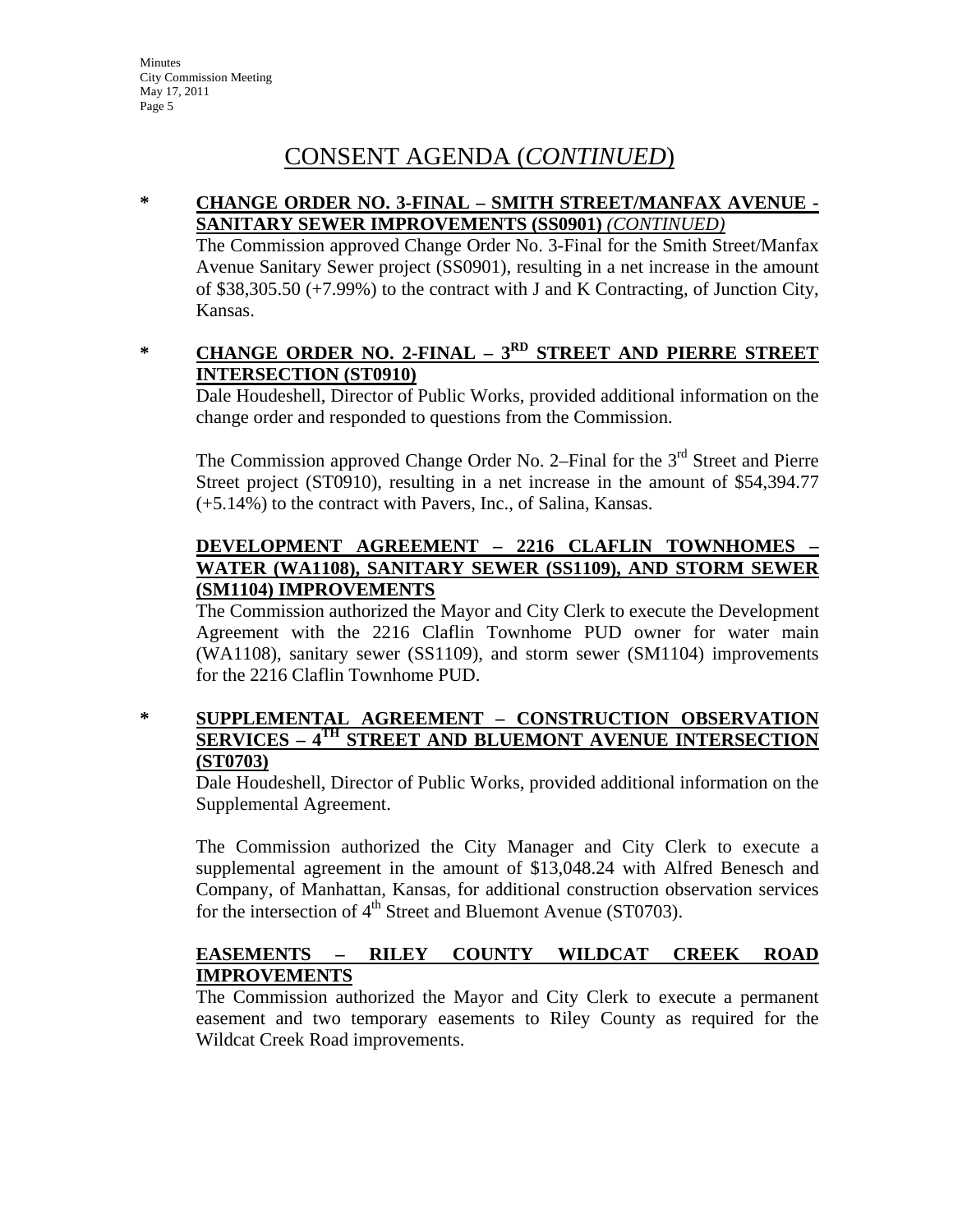# CONSENT AGENDA (*CONTINUED*)

**\* CHANGE ORDER NO. 3-FINAL – SMITH STREET/MANFAX AVENUE - SANITARY SEWER IMPROVEMENTS (SS0901)** ***(CONTINUED)***

The Commission approved Change Order No. 3-Final for the Smith Street/Manfax Avenue Sanitary Sewer project (SS0901), resulting in a net increase in the amount of $38,305.50 (+7.99%) to the contract with J and K Contracting, of Junction City, Kansas.

**\* CHANGE ORDER NO. 2-FINAL – 3RD STREET AND PIERRE STREET INTERSECTION (ST0910)**

Dale Houdeshell, Director of Public Works, provided additional information on the change order and responded to questions from the Commission.

The Commission approved Change Order No. 2–Final for the 3rd Street and Pierre Street project (ST0910), resulting in a net increase in the amount of $54,394.77 (+5.14%) to the contract with Pavers, Inc., of Salina, Kansas.

**DEVELOPMENT AGREEMENT – 2216 CLAFLIN TOWNHOMES – WATER (WA1108), SANITARY SEWER (SS1109), AND STORM SEWER (SM1104) IMPROVEMENTS**

The Commission authorized the Mayor and City Clerk to execute the Development Agreement with the 2216 Claflin Townhome PUD owner for water main (WA1108), sanitary sewer (SS1109), and storm sewer (SM1104) improvements for the 2216 Claflin Townhome PUD.

**\* SUPPLEMENTAL AGREEMENT – CONSTRUCTION OBSERVATION SERVICES – 4TH STREET AND BLUEMONT AVENUE INTERSECTION (ST0703)**

Dale Houdeshell, Director of Public Works, provided additional information on the Supplemental Agreement.

The Commission authorized the City Manager and City Clerk to execute a supplemental agreement in the amount of $13,048.24 with Alfred Benesch and Company, of Manhattan, Kansas, for additional construction observation services for the intersection of 4th Street and Bluemont Avenue (ST0703).

**EASEMENTS – RILEY COUNTY WILDCAT CREEK ROAD IMPROVEMENTS**

The Commission authorized the Mayor and City Clerk to execute a permanent easement and two temporary easements to Riley County as required for the Wildcat Creek Road improvements.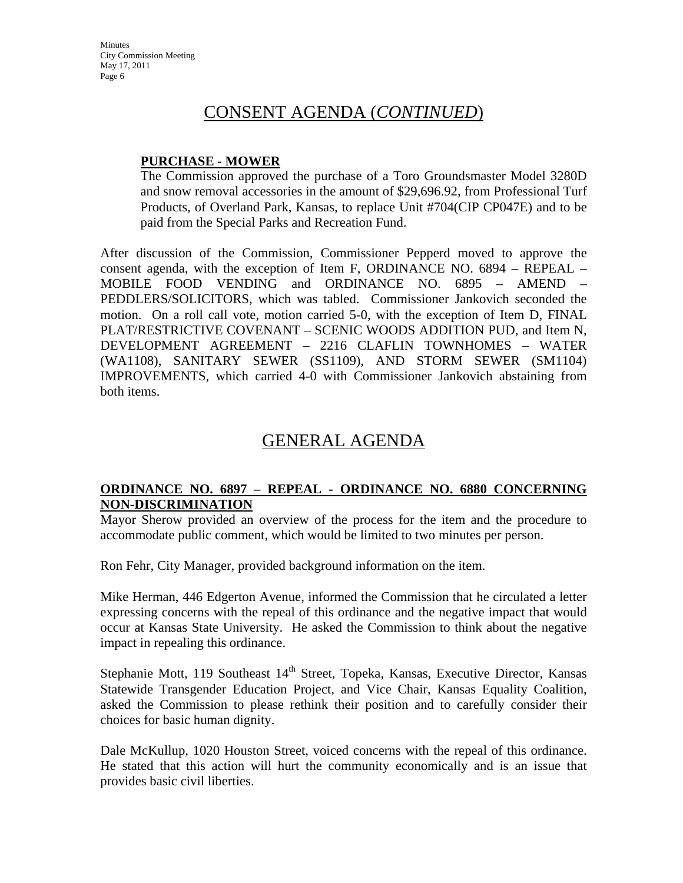## CONSENT AGENDA (*CONTINUED*)

**PURCHASE - MOWER**

The Commission approved the purchase of a Toro Groundsmaster Model 3280D and snow removal accessories in the amount of $29,696.92, from Professional Turf Products, of Overland Park, Kansas, to replace Unit #704(CIP CP047E) and to be paid from the Special Parks and Recreation Fund.

After discussion of the Commission, Commissioner Pepperd moved to approve the consent agenda, with the exception of Item F, ORDINANCE NO. 6894 – REPEAL – MOBILE FOOD VENDING and ORDINANCE NO. 6895 – AMEND – PEDDLERS/SOLICITORS, which was tabled. Commissioner Jankovich seconded the motion. On a roll call vote, motion carried 5-0, with the exception of Item D, FINAL PLAT/RESTRICTIVE COVENANT – SCENIC WOODS ADDITION PUD, and Item N, DEVELOPMENT AGREEMENT – 2216 CLAFLIN TOWNHOMES – WATER (WA1108), SANITARY SEWER (SS1109), AND STORM SEWER (SM1104) IMPROVEMENTS, which carried 4-0 with Commissioner Jankovich abstaining from both items.

## GENERAL AGENDA

**ORDINANCE NO. 6897 – REPEAL - ORDINANCE NO. 6880 CONCERNING NON-DISCRIMINATION**

Mayor Sherow provided an overview of the process for the item and the procedure to accommodate public comment, which would be limited to two minutes per person.

Ron Fehr, City Manager, provided background information on the item.

Mike Herman, 446 Edgerton Avenue, informed the Commission that he circulated a letter expressing concerns with the repeal of this ordinance and the negative impact that would occur at Kansas State University. He asked the Commission to think about the negative impact in repealing this ordinance.

Stephanie Mott, 119 Southeast 14th Street, Topeka, Kansas, Executive Director, Kansas Statewide Transgender Education Project, and Vice Chair, Kansas Equality Coalition, asked the Commission to please rethink their position and to carefully consider their choices for basic human dignity.

Dale McKullup, 1020 Houston Street, voiced concerns with the repeal of this ordinance. He stated that this action will hurt the community economically and is an issue that provides basic civil liberties.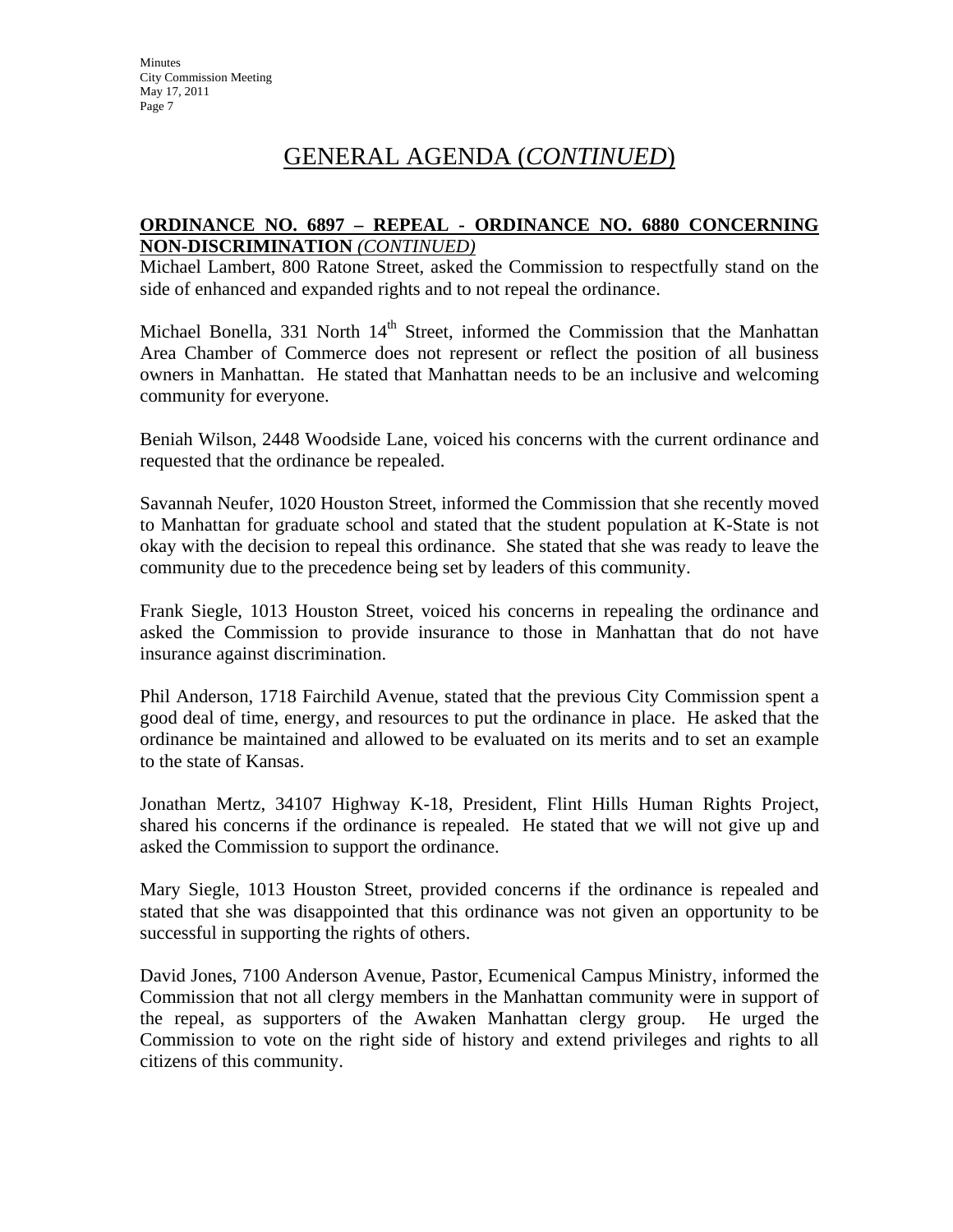# GENERAL AGENDA (*CONTINUED*)

**ORDINANCE NO. 6897 – REPEAL - ORDINANCE NO. 6880 CONCERNING NON-DISCRIMINATION** *(CONTINUED)*

Michael Lambert, 800 Ratone Street, asked the Commission to respectfully stand on the side of enhanced and expanded rights and to not repeal the ordinance.

Michael Bonella, 331 North 14th Street, informed the Commission that the Manhattan Area Chamber of Commerce does not represent or reflect the position of all business owners in Manhattan. He stated that Manhattan needs to be an inclusive and welcoming community for everyone.

Beniah Wilson, 2448 Woodside Lane, voiced his concerns with the current ordinance and requested that the ordinance be repealed.

Savannah Neufer, 1020 Houston Street, informed the Commission that she recently moved to Manhattan for graduate school and stated that the student population at K-State is not okay with the decision to repeal this ordinance. She stated that she was ready to leave the community due to the precedence being set by leaders of this community.

Frank Siegle, 1013 Houston Street, voiced his concerns in repealing the ordinance and asked the Commission to provide insurance to those in Manhattan that do not have insurance against discrimination.

Phil Anderson, 1718 Fairchild Avenue, stated that the previous City Commission spent a good deal of time, energy, and resources to put the ordinance in place. He asked that the ordinance be maintained and allowed to be evaluated on its merits and to set an example to the state of Kansas.

Jonathan Mertz, 34107 Highway K-18, President, Flint Hills Human Rights Project, shared his concerns if the ordinance is repealed. He stated that we will not give up and asked the Commission to support the ordinance.

Mary Siegle, 1013 Houston Street, provided concerns if the ordinance is repealed and stated that she was disappointed that this ordinance was not given an opportunity to be successful in supporting the rights of others.

David Jones, 7100 Anderson Avenue, Pastor, Ecumenical Campus Ministry, informed the Commission that not all clergy members in the Manhattan community were in support of the repeal, as supporters of the Awaken Manhattan clergy group. He urged the Commission to vote on the right side of history and extend privileges and rights to all citizens of this community.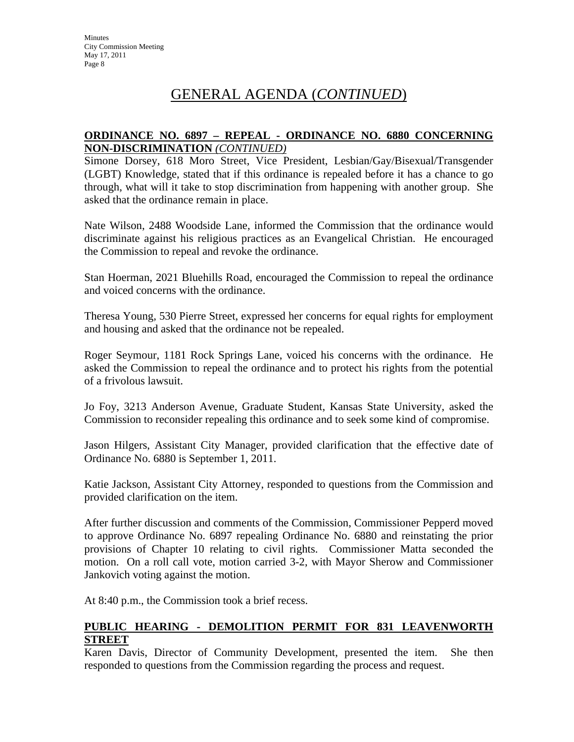# GENERAL AGENDA (*CONTINUED*)

**ORDINANCE NO. 6897 – REPEAL - ORDINANCE NO. 6880 CONCERNING NON-DISCRIMINATION** *(CONTINUED)*

Simone Dorsey, 618 Moro Street, Vice President, Lesbian/Gay/Bisexual/Transgender (LGBT) Knowledge, stated that if this ordinance is repealed before it has a chance to go through, what will it take to stop discrimination from happening with another group. She asked that the ordinance remain in place.

Nate Wilson, 2488 Woodside Lane, informed the Commission that the ordinance would discriminate against his religious practices as an Evangelical Christian. He encouraged the Commission to repeal and revoke the ordinance.

Stan Hoerman, 2021 Bluehills Road, encouraged the Commission to repeal the ordinance and voiced concerns with the ordinance.

Theresa Young, 530 Pierre Street, expressed her concerns for equal rights for employment and housing and asked that the ordinance not be repealed.

Roger Seymour, 1181 Rock Springs Lane, voiced his concerns with the ordinance. He asked the Commission to repeal the ordinance and to protect his rights from the potential of a frivolous lawsuit.

Jo Foy, 3213 Anderson Avenue, Graduate Student, Kansas State University, asked the Commission to reconsider repealing this ordinance and to seek some kind of compromise.

Jason Hilgers, Assistant City Manager, provided clarification that the effective date of Ordinance No. 6880 is September 1, 2011.

Katie Jackson, Assistant City Attorney, responded to questions from the Commission and provided clarification on the item.

After further discussion and comments of the Commission, Commissioner Pepperd moved to approve Ordinance No. 6897 repealing Ordinance No. 6880 and reinstating the prior provisions of Chapter 10 relating to civil rights. Commissioner Matta seconded the motion. On a roll call vote, motion carried 3-2, with Mayor Sherow and Commissioner Jankovich voting against the motion.

At 8:40 p.m., the Commission took a brief recess.

**PUBLIC HEARING - DEMOLITION PERMIT FOR 831 LEAVENWORTH STREET**

Karen Davis, Director of Community Development, presented the item. She then responded to questions from the Commission regarding the process and request.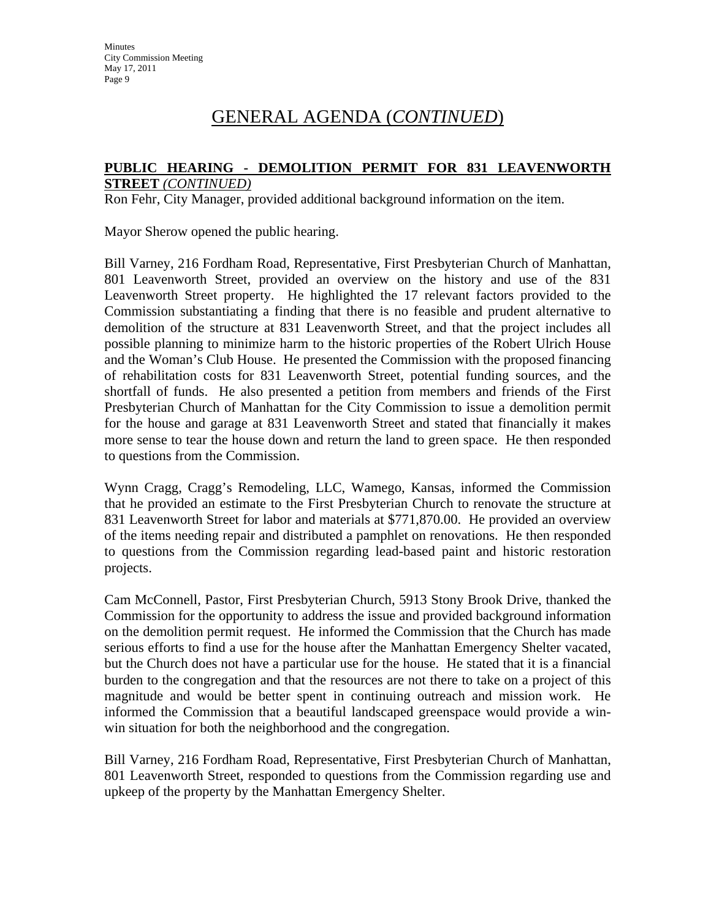# GENERAL AGENDA (*CONTINUED*)

**PUBLIC HEARING - DEMOLITION PERMIT FOR 831 LEAVENWORTH STREET** *(CONTINUED)*

Ron Fehr, City Manager, provided additional background information on the item.

Mayor Sherow opened the public hearing.

Bill Varney, 216 Fordham Road, Representative, First Presbyterian Church of Manhattan, 801 Leavenworth Street, provided an overview on the history and use of the 831 Leavenworth Street property. He highlighted the 17 relevant factors provided to the Commission substantiating a finding that there is no feasible and prudent alternative to demolition of the structure at 831 Leavenworth Street, and that the project includes all possible planning to minimize harm to the historic properties of the Robert Ulrich House and the Woman's Club House. He presented the Commission with the proposed financing of rehabilitation costs for 831 Leavenworth Street, potential funding sources, and the shortfall of funds. He also presented a petition from members and friends of the First Presbyterian Church of Manhattan for the City Commission to issue a demolition permit for the house and garage at 831 Leavenworth Street and stated that financially it makes more sense to tear the house down and return the land to green space. He then responded to questions from the Commission.

Wynn Cragg, Cragg's Remodeling, LLC, Wamego, Kansas, informed the Commission that he provided an estimate to the First Presbyterian Church to renovate the structure at 831 Leavenworth Street for labor and materials at $771,870.00. He provided an overview of the items needing repair and distributed a pamphlet on renovations. He then responded to questions from the Commission regarding lead-based paint and historic restoration projects.

Cam McConnell, Pastor, First Presbyterian Church, 5913 Stony Brook Drive, thanked the Commission for the opportunity to address the issue and provided background information on the demolition permit request. He informed the Commission that the Church has made serious efforts to find a use for the house after the Manhattan Emergency Shelter vacated, but the Church does not have a particular use for the house. He stated that it is a financial burden to the congregation and that the resources are not there to take on a project of this magnitude and would be better spent in continuing outreach and mission work. He informed the Commission that a beautiful landscaped greenspace would provide a win-win situation for both the neighborhood and the congregation.

Bill Varney, 216 Fordham Road, Representative, First Presbyterian Church of Manhattan, 801 Leavenworth Street, responded to questions from the Commission regarding use and upkeep of the property by the Manhattan Emergency Shelter.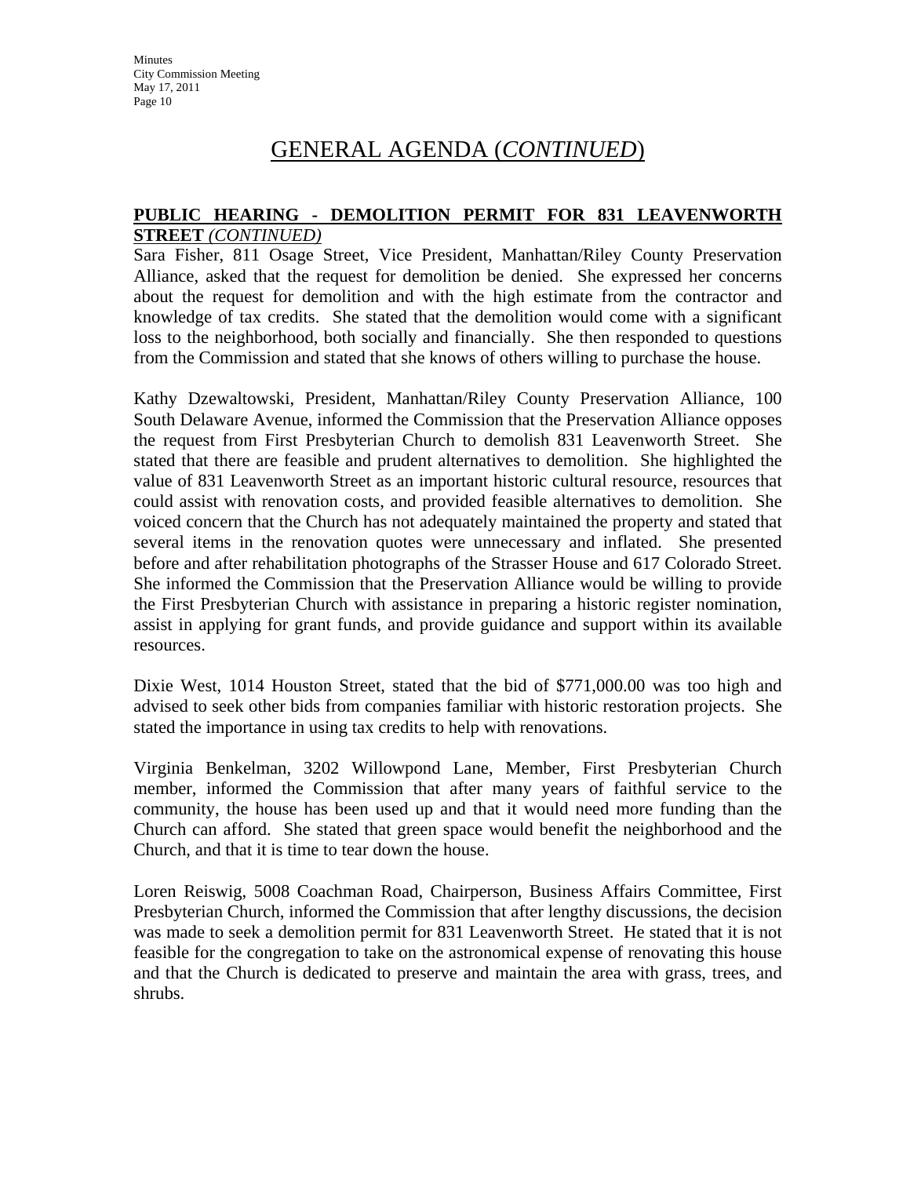# GENERAL AGENDA (*CONTINUED*)

**PUBLIC HEARING - DEMOLITION PERMIT FOR 831 LEAVENWORTH STREET** *(CONTINUED)*

Sara Fisher, 811 Osage Street, Vice President, Manhattan/Riley County Preservation Alliance, asked that the request for demolition be denied. She expressed her concerns about the request for demolition and with the high estimate from the contractor and knowledge of tax credits. She stated that the demolition would come with a significant loss to the neighborhood, both socially and financially. She then responded to questions from the Commission and stated that she knows of others willing to purchase the house.

Kathy Dzewaltowski, President, Manhattan/Riley County Preservation Alliance, 100 South Delaware Avenue, informed the Commission that the Preservation Alliance opposes the request from First Presbyterian Church to demolish 831 Leavenworth Street. She stated that there are feasible and prudent alternatives to demolition. She highlighted the value of 831 Leavenworth Street as an important historic cultural resource, resources that could assist with renovation costs, and provided feasible alternatives to demolition. She voiced concern that the Church has not adequately maintained the property and stated that several items in the renovation quotes were unnecessary and inflated. She presented before and after rehabilitation photographs of the Strasser House and 617 Colorado Street. She informed the Commission that the Preservation Alliance would be willing to provide the First Presbyterian Church with assistance in preparing a historic register nomination, assist in applying for grant funds, and provide guidance and support within its available resources.

Dixie West, 1014 Houston Street, stated that the bid of $771,000.00 was too high and advised to seek other bids from companies familiar with historic restoration projects. She stated the importance in using tax credits to help with renovations.

Virginia Benkelman, 3202 Willowpond Lane, Member, First Presbyterian Church member, informed the Commission that after many years of faithful service to the community, the house has been used up and that it would need more funding than the Church can afford. She stated that green space would benefit the neighborhood and the Church, and that it is time to tear down the house.

Loren Reiswig, 5008 Coachman Road, Chairperson, Business Affairs Committee, First Presbyterian Church, informed the Commission that after lengthy discussions, the decision was made to seek a demolition permit for 831 Leavenworth Street. He stated that it is not feasible for the congregation to take on the astronomical expense of renovating this house and that the Church is dedicated to preserve and maintain the area with grass, trees, and shrubs.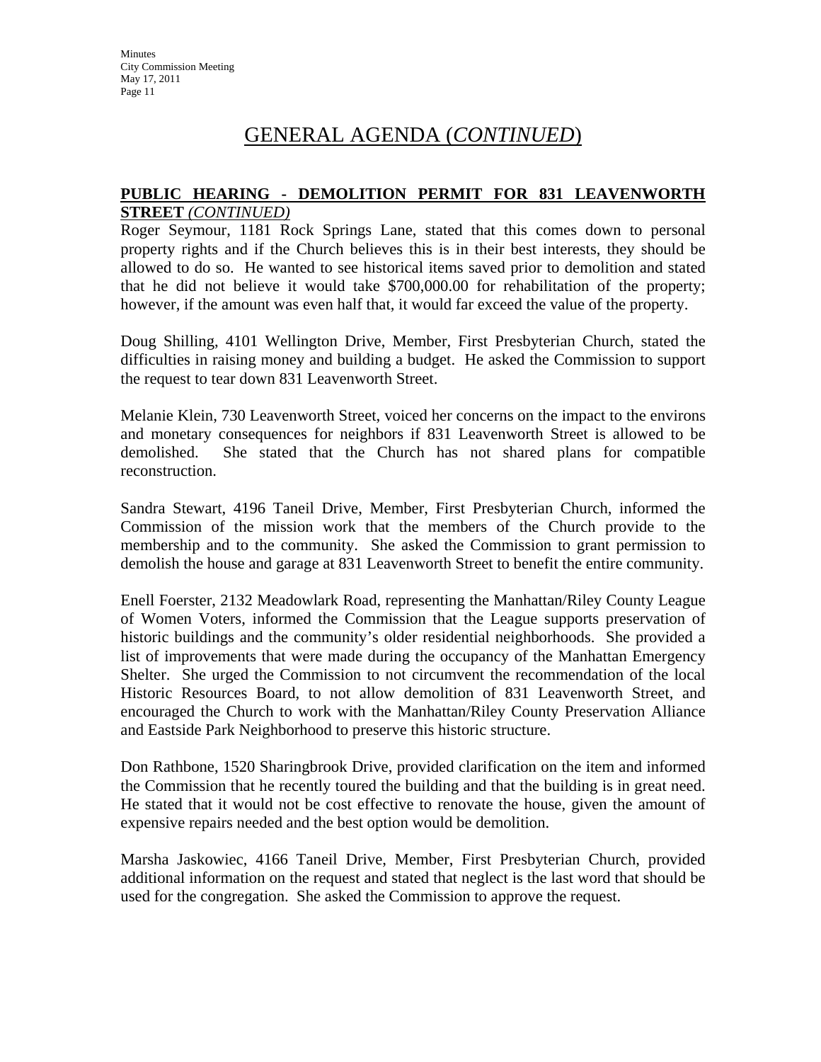# GENERAL AGENDA (*CONTINUED*)

**PUBLIC HEARING - DEMOLITION PERMIT FOR 831 LEAVENWORTH STREET** ***(CONTINUED)***

Roger Seymour, 1181 Rock Springs Lane, stated that this comes down to personal property rights and if the Church believes this is in their best interests, they should be allowed to do so. He wanted to see historical items saved prior to demolition and stated that he did not believe it would take $700,000.00 for rehabilitation of the property; however, if the amount was even half that, it would far exceed the value of the property.

Doug Shilling, 4101 Wellington Drive, Member, First Presbyterian Church, stated the difficulties in raising money and building a budget. He asked the Commission to support the request to tear down 831 Leavenworth Street.

Melanie Klein, 730 Leavenworth Street, voiced her concerns on the impact to the environs and monetary consequences for neighbors if 831 Leavenworth Street is allowed to be demolished. She stated that the Church has not shared plans for compatible reconstruction.

Sandra Stewart, 4196 Taneil Drive, Member, First Presbyterian Church, informed the Commission of the mission work that the members of the Church provide to the membership and to the community. She asked the Commission to grant permission to demolish the house and garage at 831 Leavenworth Street to benefit the entire community.

Enell Foerster, 2132 Meadowlark Road, representing the Manhattan/Riley County League of Women Voters, informed the Commission that the League supports preservation of historic buildings and the community's older residential neighborhoods. She provided a list of improvements that were made during the occupancy of the Manhattan Emergency Shelter. She urged the Commission to not circumvent the recommendation of the local Historic Resources Board, to not allow demolition of 831 Leavenworth Street, and encouraged the Church to work with the Manhattan/Riley County Preservation Alliance and Eastside Park Neighborhood to preserve this historic structure.

Don Rathbone, 1520 Sharingbrook Drive, provided clarification on the item and informed the Commission that he recently toured the building and that the building is in great need. He stated that it would not be cost effective to renovate the house, given the amount of expensive repairs needed and the best option would be demolition.

Marsha Jaskowiec, 4166 Taneil Drive, Member, First Presbyterian Church, provided additional information on the request and stated that neglect is the last word that should be used for the congregation. She asked the Commission to approve the request.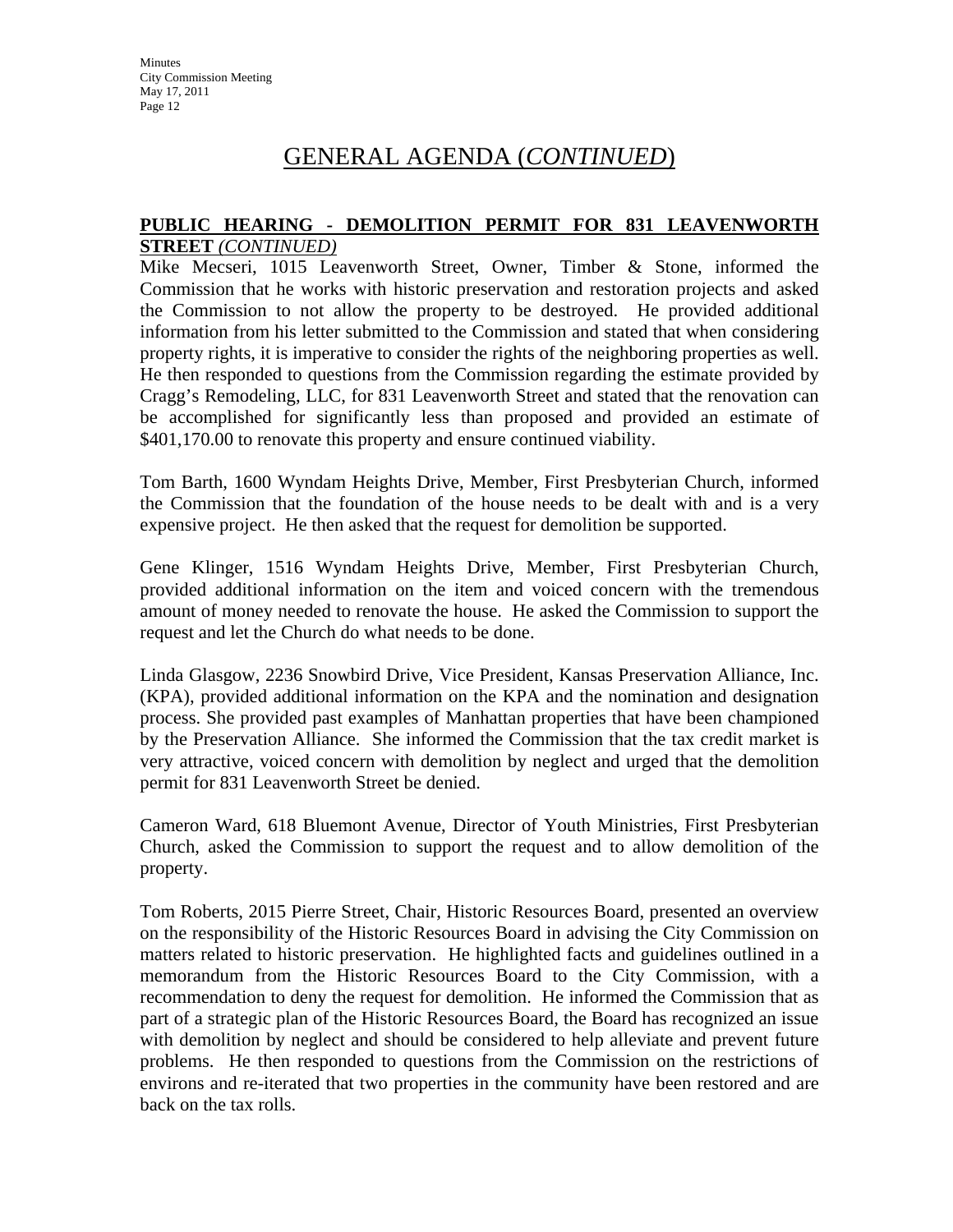# GENERAL AGENDA (*CONTINUED*)

**PUBLIC HEARING - DEMOLITION PERMIT FOR 831 LEAVENWORTH STREET** *(CONTINUED)*

Mike Mecseri, 1015 Leavenworth Street, Owner, Timber & Stone, informed the Commission that he works with historic preservation and restoration projects and asked the Commission to not allow the property to be destroyed. He provided additional information from his letter submitted to the Commission and stated that when considering property rights, it is imperative to consider the rights of the neighboring properties as well. He then responded to questions from the Commission regarding the estimate provided by Cragg's Remodeling, LLC, for 831 Leavenworth Street and stated that the renovation can be accomplished for significantly less than proposed and provided an estimate of $401,170.00 to renovate this property and ensure continued viability.

Tom Barth, 1600 Wyndam Heights Drive, Member, First Presbyterian Church, informed the Commission that the foundation of the house needs to be dealt with and is a very expensive project. He then asked that the request for demolition be supported.

Gene Klinger, 1516 Wyndam Heights Drive, Member, First Presbyterian Church, provided additional information on the item and voiced concern with the tremendous amount of money needed to renovate the house. He asked the Commission to support the request and let the Church do what needs to be done.

Linda Glasgow, 2236 Snowbird Drive, Vice President, Kansas Preservation Alliance, Inc. (KPA), provided additional information on the KPA and the nomination and designation process. She provided past examples of Manhattan properties that have been championed by the Preservation Alliance. She informed the Commission that the tax credit market is very attractive, voiced concern with demolition by neglect and urged that the demolition permit for 831 Leavenworth Street be denied.

Cameron Ward, 618 Bluemont Avenue, Director of Youth Ministries, First Presbyterian Church, asked the Commission to support the request and to allow demolition of the property.

Tom Roberts, 2015 Pierre Street, Chair, Historic Resources Board, presented an overview on the responsibility of the Historic Resources Board in advising the City Commission on matters related to historic preservation. He highlighted facts and guidelines outlined in a memorandum from the Historic Resources Board to the City Commission, with a recommendation to deny the request for demolition. He informed the Commission that as part of a strategic plan of the Historic Resources Board, the Board has recognized an issue with demolition by neglect and should be considered to help alleviate and prevent future problems. He then responded to questions from the Commission on the restrictions of environs and re-iterated that two properties in the community have been restored and are back on the tax rolls.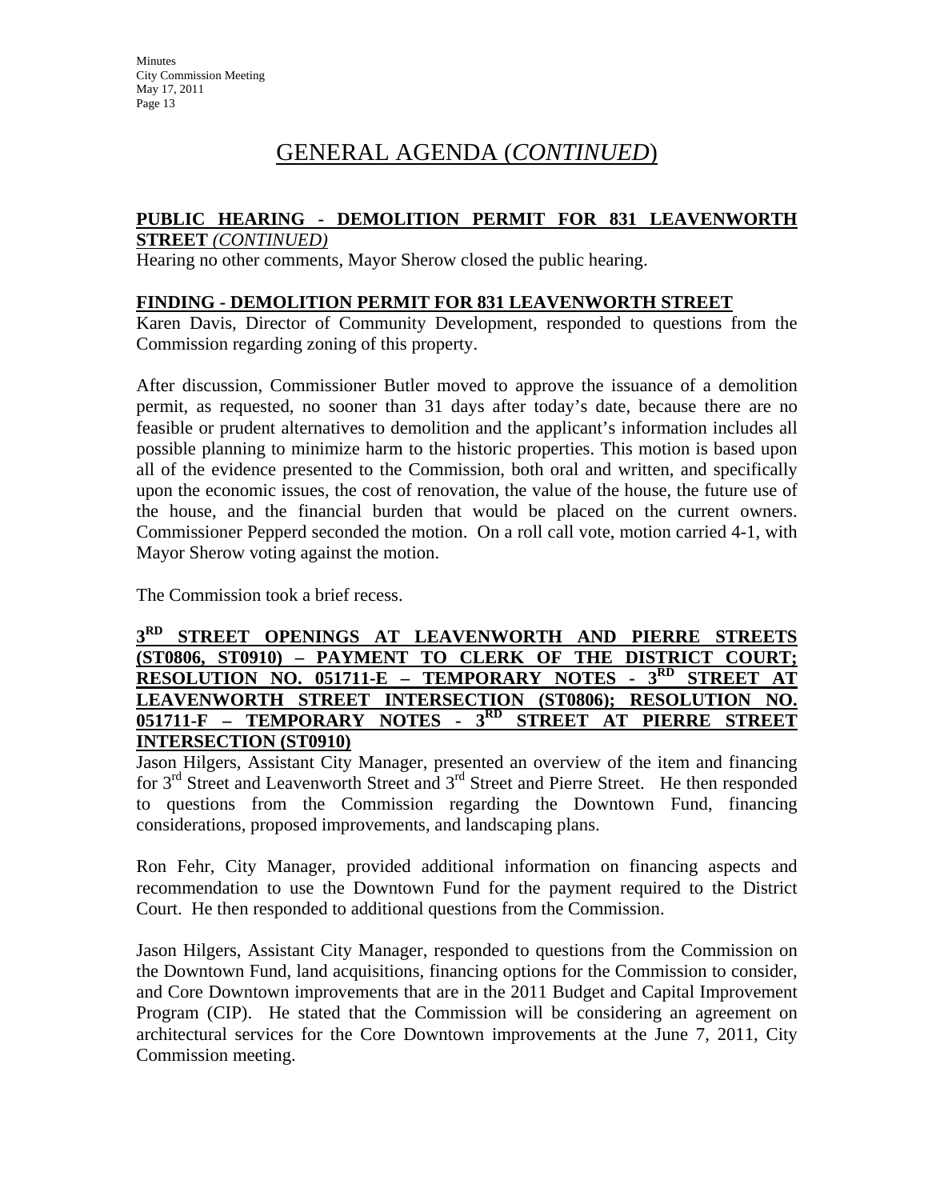# GENERAL AGENDA (*CONTINUED*)

**PUBLIC HEARING - DEMOLITION PERMIT FOR 831 LEAVENWORTH STREET** *(CONTINUED)*

Hearing no other comments, Mayor Sherow closed the public hearing.

**FINDING - DEMOLITION PERMIT FOR 831 LEAVENWORTH STREET**

Karen Davis, Director of Community Development, responded to questions from the Commission regarding zoning of this property.

After discussion, Commissioner Butler moved to approve the issuance of a demolition permit, as requested, no sooner than 31 days after today's date, because there are no feasible or prudent alternatives to demolition and the applicant's information includes all possible planning to minimize harm to the historic properties. This motion is based upon all of the evidence presented to the Commission, both oral and written, and specifically upon the economic issues, the cost of renovation, the value of the house, the future use of the house, and the financial burden that would be placed on the current owners. Commissioner Pepperd seconded the motion. On a roll call vote, motion carried 4-1, with Mayor Sherow voting against the motion.

The Commission took a brief recess.

**3RD STREET OPENINGS AT LEAVENWORTH AND PIERRE STREETS (ST0806, ST0910) – PAYMENT TO CLERK OF THE DISTRICT COURT; RESOLUTION NO. 051711-E – TEMPORARY NOTES - 3RD STREET AT LEAVENWORTH STREET INTERSECTION (ST0806); RESOLUTION NO. 051711-F – TEMPORARY NOTES - 3RD STREET AT PIERRE STREET INTERSECTION (ST0910)**

Jason Hilgers, Assistant City Manager, presented an overview of the item and financing for 3rd Street and Leavenworth Street and 3rd Street and Pierre Street. He then responded to questions from the Commission regarding the Downtown Fund, financing considerations, proposed improvements, and landscaping plans.

Ron Fehr, City Manager, provided additional information on financing aspects and recommendation to use the Downtown Fund for the payment required to the District Court. He then responded to additional questions from the Commission.

Jason Hilgers, Assistant City Manager, responded to questions from the Commission on the Downtown Fund, land acquisitions, financing options for the Commission to consider, and Core Downtown improvements that are in the 2011 Budget and Capital Improvement Program (CIP). He stated that the Commission will be considering an agreement on architectural services for the Core Downtown improvements at the June 7, 2011, City Commission meeting.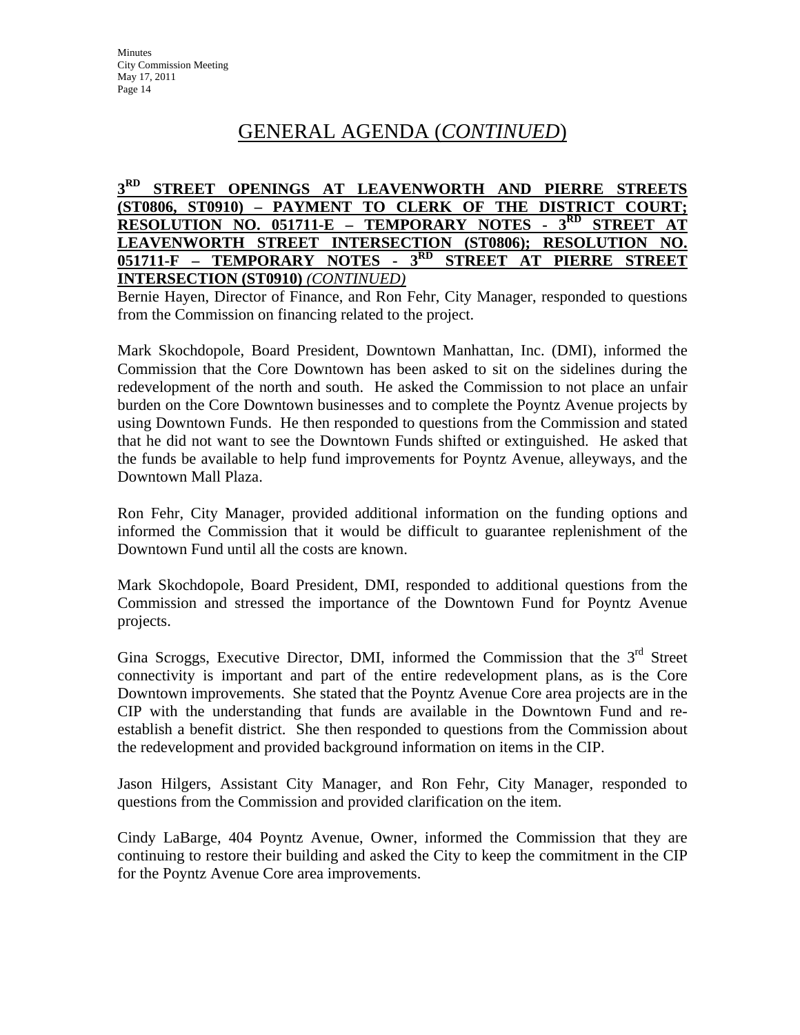# GENERAL AGENDA (*CONTINUED*)

**3RD STREET OPENINGS AT LEAVENWORTH AND PIERRE STREETS (ST0806, ST0910) – PAYMENT TO CLERK OF THE DISTRICT COURT; RESOLUTION NO. 051711-E – TEMPORARY NOTES - 3RD STREET AT LEAVENWORTH STREET INTERSECTION (ST0806); RESOLUTION NO. 051711-F – TEMPORARY NOTES - 3RD STREET AT PIERRE STREET INTERSECTION (ST0910)** ***(CONTINUED)***

Bernie Hayen, Director of Finance, and Ron Fehr, City Manager, responded to questions from the Commission on financing related to the project.

Mark Skochdopole, Board President, Downtown Manhattan, Inc. (DMI), informed the Commission that the Core Downtown has been asked to sit on the sidelines during the redevelopment of the north and south. He asked the Commission to not place an unfair burden on the Core Downtown businesses and to complete the Poyntz Avenue projects by using Downtown Funds. He then responded to questions from the Commission and stated that he did not want to see the Downtown Funds shifted or extinguished. He asked that the funds be available to help fund improvements for Poyntz Avenue, alleyways, and the Downtown Mall Plaza.

Ron Fehr, City Manager, provided additional information on the funding options and informed the Commission that it would be difficult to guarantee replenishment of the Downtown Fund until all the costs are known.

Mark Skochdopole, Board President, DMI, responded to additional questions from the Commission and stressed the importance of the Downtown Fund for Poyntz Avenue projects.

Gina Scroggs, Executive Director, DMI, informed the Commission that the 3rd Street connectivity is important and part of the entire redevelopment plans, as is the Core Downtown improvements. She stated that the Poyntz Avenue Core area projects are in the CIP with the understanding that funds are available in the Downtown Fund and re-establish a benefit district. She then responded to questions from the Commission about the redevelopment and provided background information on items in the CIP.

Jason Hilgers, Assistant City Manager, and Ron Fehr, City Manager, responded to questions from the Commission and provided clarification on the item.

Cindy LaBarge, 404 Poyntz Avenue, Owner, informed the Commission that they are continuing to restore their building and asked the City to keep the commitment in the CIP for the Poyntz Avenue Core area improvements.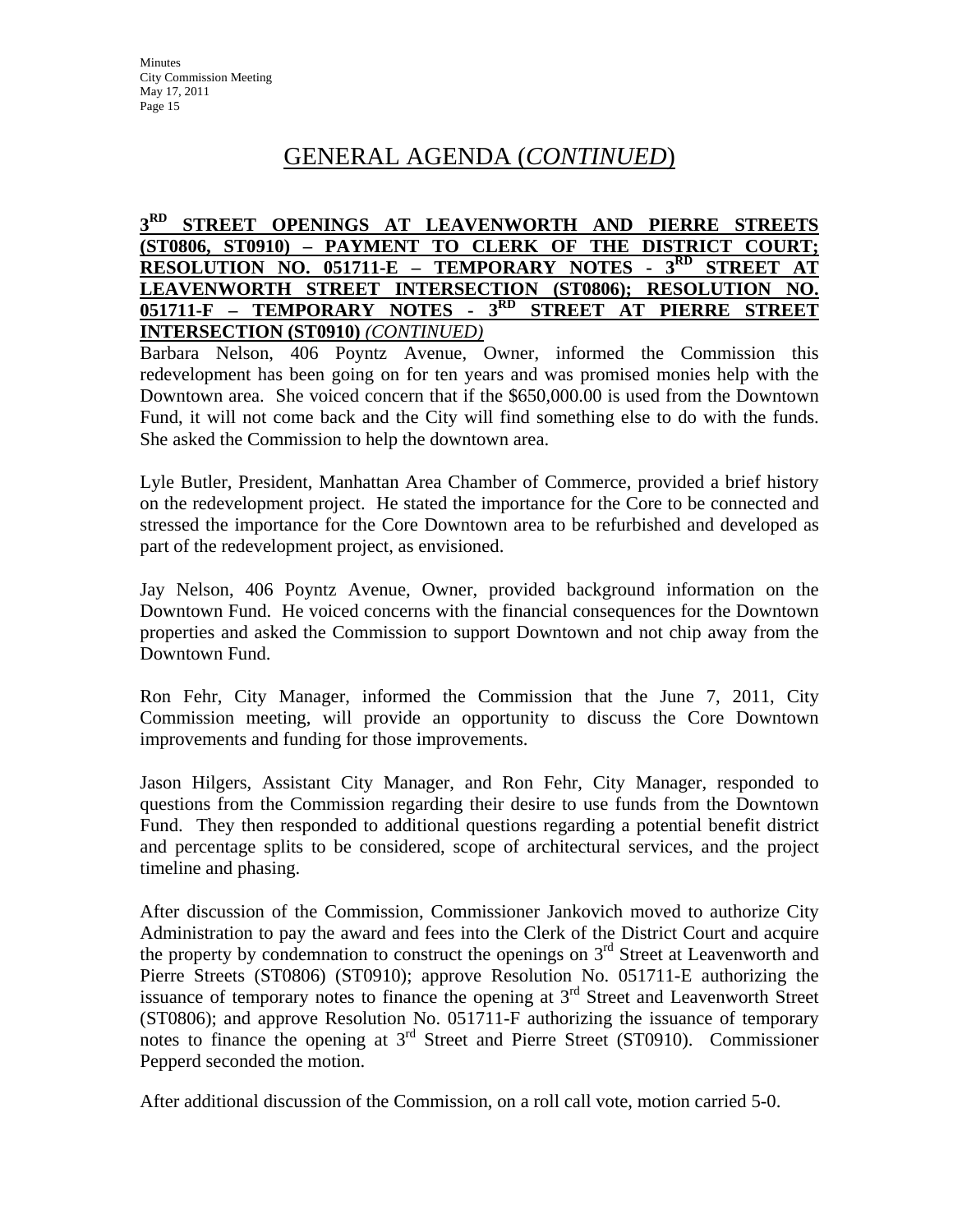# GENERAL AGENDA (*CONTINUED*)

**3RD STREET OPENINGS AT LEAVENWORTH AND PIERRE STREETS (ST0806, ST0910) – PAYMENT TO CLERK OF THE DISTRICT COURT; RESOLUTION NO. 051711-E – TEMPORARY NOTES - 3RD STREET AT LEAVENWORTH STREET INTERSECTION (ST0806); RESOLUTION NO. 051711-F – TEMPORARY NOTES - 3RD STREET AT PIERRE STREET INTERSECTION (ST0910)** *(CONTINUED)*

Barbara Nelson, 406 Poyntz Avenue, Owner, informed the Commission this redevelopment has been going on for ten years and was promised monies help with the Downtown area. She voiced concern that if the $650,000.00 is used from the Downtown Fund, it will not come back and the City will find something else to do with the funds. She asked the Commission to help the downtown area.

Lyle Butler, President, Manhattan Area Chamber of Commerce, provided a brief history on the redevelopment project. He stated the importance for the Core to be connected and stressed the importance for the Core Downtown area to be refurbished and developed as part of the redevelopment project, as envisioned.

Jay Nelson, 406 Poyntz Avenue, Owner, provided background information on the Downtown Fund. He voiced concerns with the financial consequences for the Downtown properties and asked the Commission to support Downtown and not chip away from the Downtown Fund.

Ron Fehr, City Manager, informed the Commission that the June 7, 2011, City Commission meeting, will provide an opportunity to discuss the Core Downtown improvements and funding for those improvements.

Jason Hilgers, Assistant City Manager, and Ron Fehr, City Manager, responded to questions from the Commission regarding their desire to use funds from the Downtown Fund. They then responded to additional questions regarding a potential benefit district and percentage splits to be considered, scope of architectural services, and the project timeline and phasing.

After discussion of the Commission, Commissioner Jankovich moved to authorize City Administration to pay the award and fees into the Clerk of the District Court and acquire the property by condemnation to construct the openings on 3rd Street at Leavenworth and Pierre Streets (ST0806) (ST0910); approve Resolution No. 051711-E authorizing the issuance of temporary notes to finance the opening at 3rd Street and Leavenworth Street (ST0806); and approve Resolution No. 051711-F authorizing the issuance of temporary notes to finance the opening at 3rd Street and Pierre Street (ST0910). Commissioner Pepperd seconded the motion.

After additional discussion of the Commission, on a roll call vote, motion carried 5-0.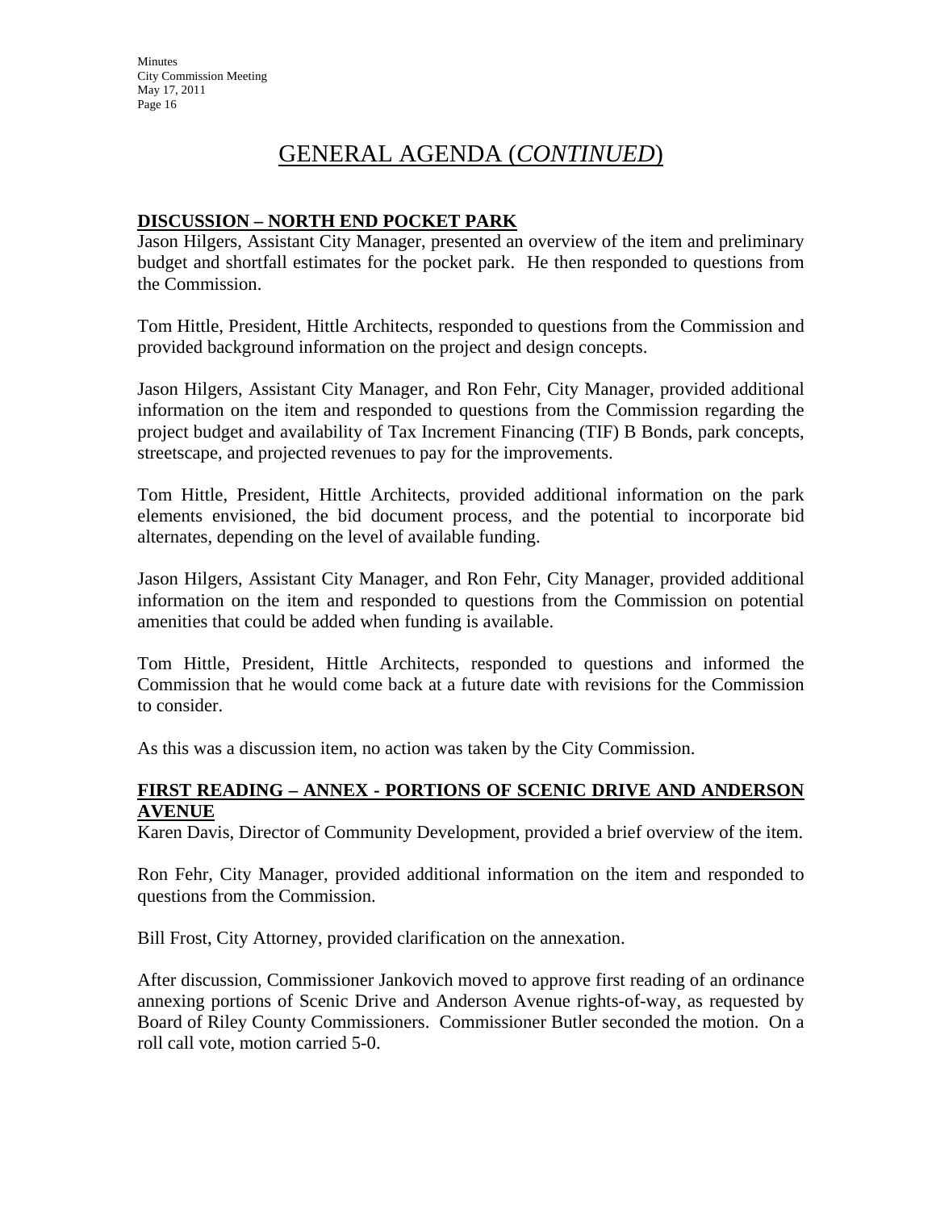# GENERAL AGENDA (*CONTINUED*)

**DISCUSSION – NORTH END POCKET PARK**

Jason Hilgers, Assistant City Manager, presented an overview of the item and preliminary budget and shortfall estimates for the pocket park. He then responded to questions from the Commission.

Tom Hittle, President, Hittle Architects, responded to questions from the Commission and provided background information on the project and design concepts.

Jason Hilgers, Assistant City Manager, and Ron Fehr, City Manager, provided additional information on the item and responded to questions from the Commission regarding the project budget and availability of Tax Increment Financing (TIF) B Bonds, park concepts, streetscape, and projected revenues to pay for the improvements.

Tom Hittle, President, Hittle Architects, provided additional information on the park elements envisioned, the bid document process, and the potential to incorporate bid alternates, depending on the level of available funding.

Jason Hilgers, Assistant City Manager, and Ron Fehr, City Manager, provided additional information on the item and responded to questions from the Commission on potential amenities that could be added when funding is available.

Tom Hittle, President, Hittle Architects, responded to questions and informed the Commission that he would come back at a future date with revisions for the Commission to consider.

As this was a discussion item, no action was taken by the City Commission.

**FIRST READING – ANNEX - PORTIONS OF SCENIC DRIVE AND ANDERSON AVENUE**

Karen Davis, Director of Community Development, provided a brief overview of the item.

Ron Fehr, City Manager, provided additional information on the item and responded to questions from the Commission.

Bill Frost, City Attorney, provided clarification on the annexation.

After discussion, Commissioner Jankovich moved to approve first reading of an ordinance annexing portions of Scenic Drive and Anderson Avenue rights-of-way, as requested by Board of Riley County Commissioners. Commissioner Butler seconded the motion. On a roll call vote, motion carried 5-0.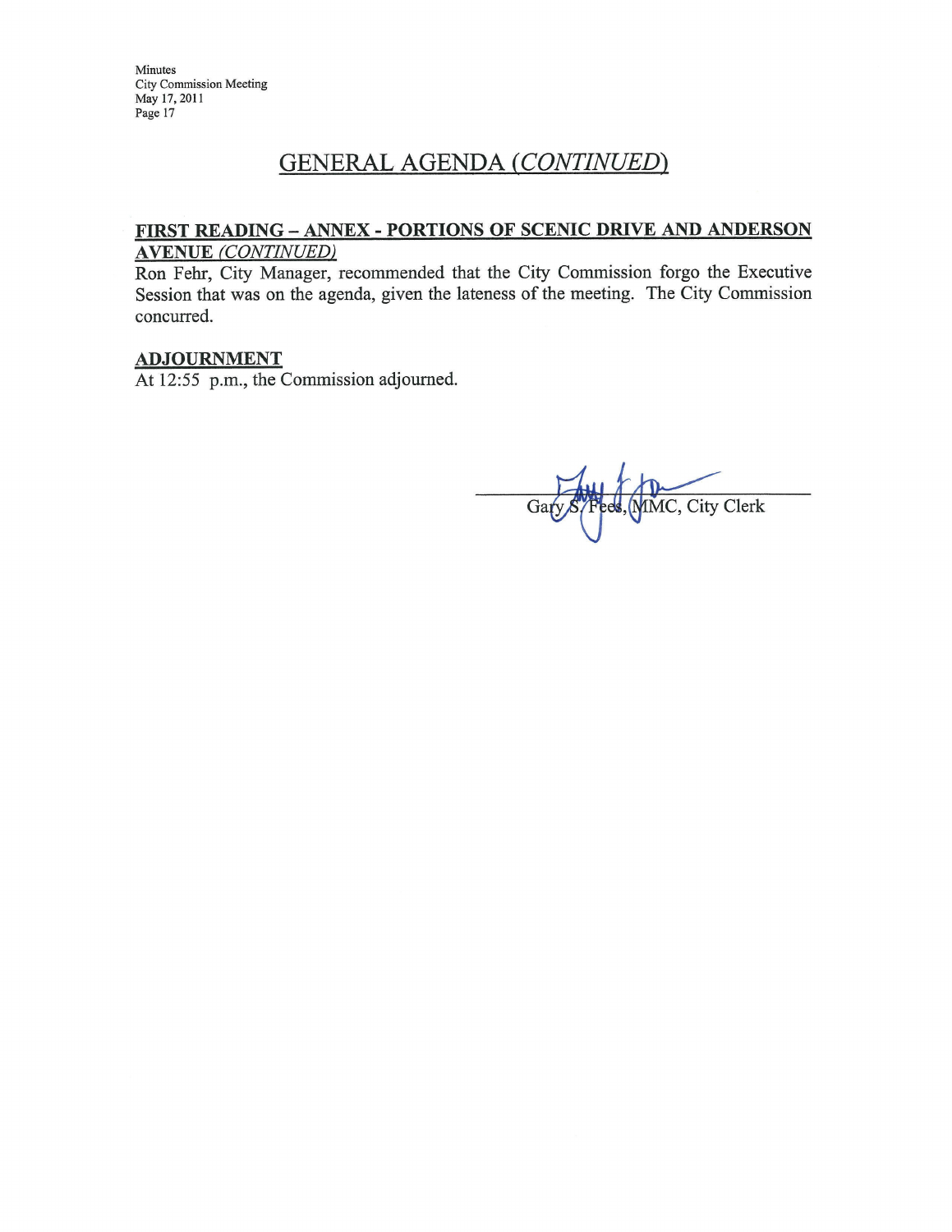# GENERAL AGENDA *(CONTINUED)*

**FIRST READING – ANNEX - PORTIONS OF SCENIC DRIVE AND ANDERSON AVENUE** ***(CONTINUED)***

Ron Fehr, City Manager, recommended that the City Commission forgo the Executive Session that was on the agenda, given the lateness of the meeting. The City Commission concurred.

**ADJOURNMENT**

At 12:55 p.m., the Commission adjourned.

Gary S. Fees, MMC, City Clerk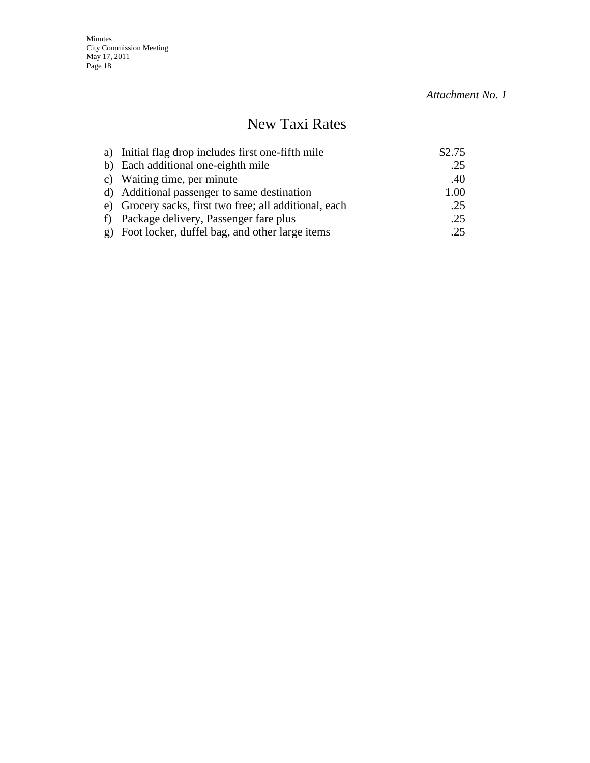*Attachment No. 1*

# New Taxi Rates

| | | |
|---|---|---|
| a) | Initial flag drop includes first one-fifth mile | $2.75 |
| b) | Each additional one-eighth mile | .25 |
| c) | Waiting time, per minute | .40 |
| d) | Additional passenger to same destination | 1.00 |
| e) | Grocery sacks, first two free; all additional, each | .25 |
| f) | Package delivery, Passenger fare plus | .25 |
| g) | Foot locker, duffel bag, and other large items | .25 |